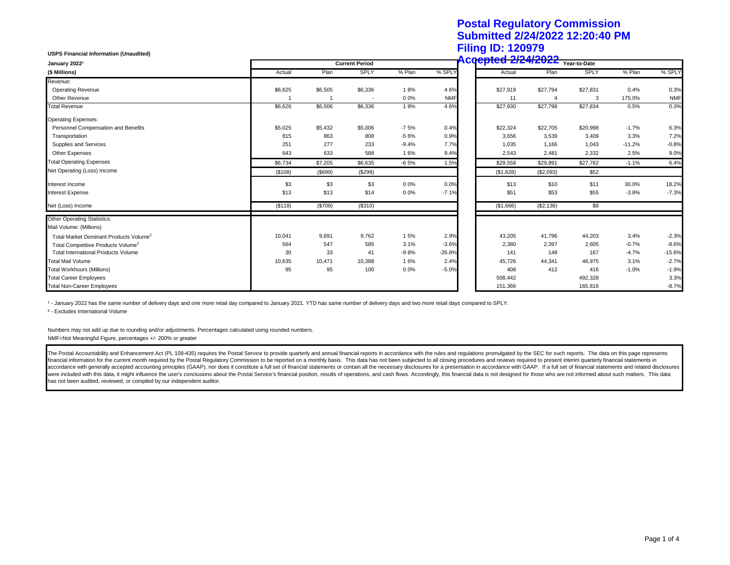Postal Regulatory Commission
Submitted 2/24/2022 12:20:40 PM
Filing ID: 120979
Accepted 2/24/2022

**USPS Financial Information (Unaudited)**

| January 2022[1] | Current Period | | | | | Year-to-Date | | | | |
|---|---|---|---|---|---|---|---|---|---|---|
| ($ Millions) | Actual | Plan | SPLY | % Plan | % SPLY | Actual | Plan | SPLY | % Plan | % SPLY |
| Revenue: | | | | | | | | | | |
| Operating Revenue | $6,625 | $6,505 | $6,336 | 1.8% | 4.6% | $27,919 | $27,794 | $27,831 | 0.4% | 0.3% |
| Other Revenue | 1 | 1 | - | 0.0% | NMF | 11 | 4 | 3 | 175.0% | NMF |
| Total Revenue | $6,626 | $6,506 | $6,336 | 1.8% | 4.6% | $27,930 | $27,798 | $27,834 | 0.5% | 0.3% |
| Operating Expenses: | | | | | | | | | | |
| Personnel Compensation and Benefits | $5,025 | $5,432 | $5,006 | -7.5% | 0.4% | $22,324 | $22,705 | $20,998 | -1.7% | 6.3% |
| Transportation | 815 | 863 | 808 | -5.6% | 0.9% | 3,656 | 3,539 | 3,409 | 3.3% | 7.2% |
| Supplies and Services | 251 | 277 | 233 | -9.4% | 7.7% | 1,035 | 1,166 | 1,043 | -11.2% | -0.8% |
| Other Expenses | 643 | 633 | 588 | 1.6% | 9.4% | 2,543 | 2,481 | 2,332 | 2.5% | 9.0% |
| Total Operating Expenses | $6,734 | $7,205 | $6,635 | -6.5% | 1.5% | $29,558 | $29,891 | $27,782 | -1.1% | 6.4% |
| Net Operating (Loss) Income | ($108) | ($699) | ($299) | | | ($1,628) | ($2,093) | $52 | | |
| Interest Income | $3 | $3 | $3 | 0.0% | 0.0% | $13 | $10 | $11 | 30.0% | 18.2% |
| Interest Expense | $13 | $13 | $14 | 0.0% | -7.1% | $51 | $53 | $55 | -3.8% | -7.3% |
| Net (Loss) Income | ($118) | ($709) | ($310) | | | ($1,666) | ($2,136) | $8 | | |
| Other Operating Statistics: | | | | | | | | | | |
| Mail Volume: (Millions) | | | | | | | | | | |
| Total Market Dominant Products Volume[2] | 10,041 | 9,891 | 9,762 | 1.5% | 2.9% | 43,205 | 41,796 | 44,203 | 3.4% | -2.3% |
| Total Competitive Products Volume[2] | 564 | 547 | 585 | 3.1% | -3.6% | 2,380 | 2,397 | 2,605 | -0.7% | -8.6% |
| Total International Products Volume | 30 | 33 | 41 | -9.8% | -26.8% | 141 | 148 | 167 | -4.7% | -15.6% |
| Total Mail Volume | 10,635 | 10,471 | 10,388 | 1.6% | 2.4% | 45,726 | 44,341 | 46,975 | 3.1% | -2.7% |
| Total Workhours (Millions) | 95 | 95 | 100 | 0.0% | -5.0% | 408 | 412 | 416 | -1.0% | -1.9% |
| Total Career Employees | | | | | | 508,442 | | 492,328 | | 3.3% |
| Total Non-Career Employees | | | | | | 151,366 | | 165,816 | | -8.7% |

[1] - January 2022 has the same number of delivery days and one more retail day compared to January 2021. YTD has same number of delivery days and two more retail days compared to SPLY.

[2] - Excludes International Volume

Numbers may not add up due to rounding and/or adjustments. Percentages calculated using rounded numbers.

NMF=Not Meaningful Figure, percentages +/- 200% or greater

The Postal Accountability and Enhancement Act (PL 109-435) requires the Postal Service to provide quarterly and annual financial reports in accordance with the rules and regulations promulgated by the SEC for such reports. The data on this page represents financial information for the current month required by the Postal Regulatory Commission to be reported on a monthly basis. This data has not been subjected to all closing procedures and reviews required to present interim quarterly financial statements in accordance with generally accepted accounting principles (GAAP), nor does it constitute a full set of financial statements or contain all the necessary disclosures for a presentation in accordance with GAAP. If a full set of financial statements and related disclosures were included with this data, it might influence the user's conclusions about the Postal Service's financial position, results of operations, and cash flows. Accordingly, this financial data is not designed for those who are not informed about such matters. This data has not been audited, reviewed, or compiled by our independent auditor.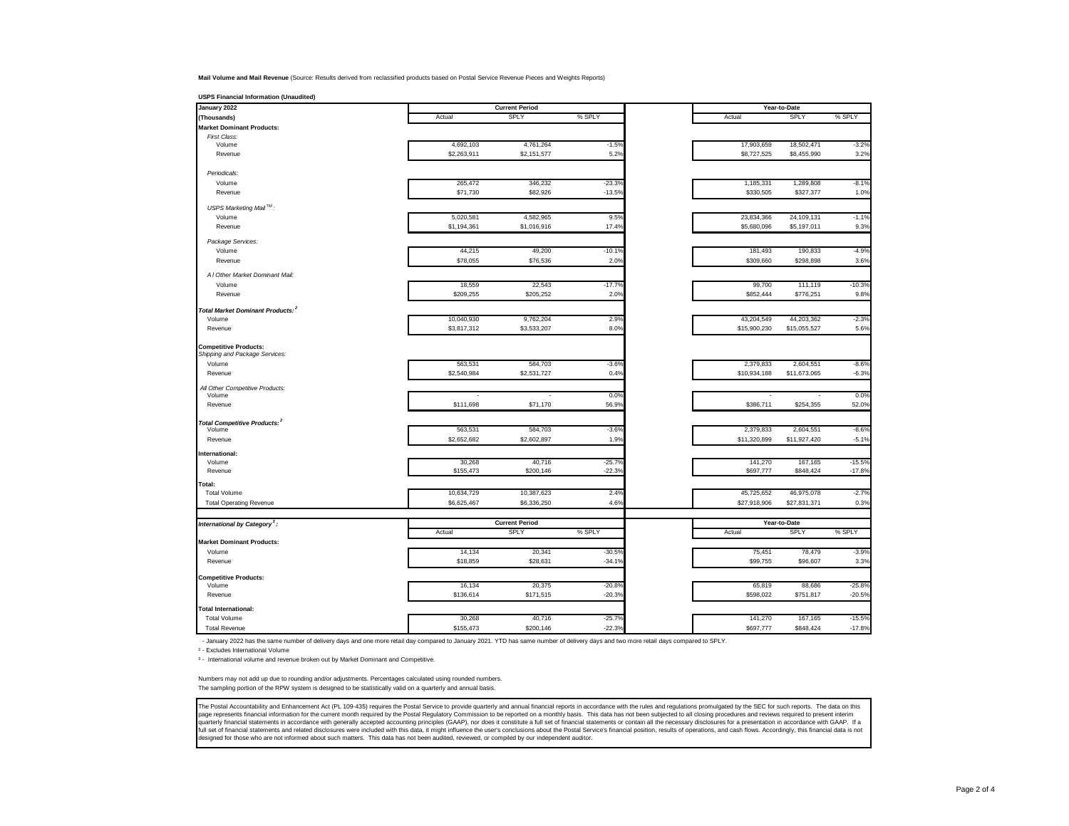**Mail Volume and Mail Revenue** (Source: Results derived from reclassified products based on Postal Service Revenue Pieces and Weights Reports)

**USPS Financial Information (Unaudited)**

| January 2022 | Current Period | | | Year-to-Date | | |
|---|---|---|---|---|---|---|
| (Thousands) | Actual | SPLY | % SPLY | Actual | SPLY | % SPLY |
| **Market Dominant Products:** | | | | | | |
| *First Class:* | | | | | | |
| Volume | 4,692,103 | 4,761,264 | -1.5% | 17,903,659 | 18,502,471 | -3.2% |
| Revenue | $2,263,911 | $2,151,577 | 5.2% | $8,727,525 | $8,455,990 | 3.2% |
| *Periodicals:* | | | | | | |
| Volume | 265,472 | 346,232 | -23.3% | 1,185,331 | 1,289,808 | -8.1% |
| Revenue | $71,730 | $82,926 | -13.5% | $330,505 | $327,377 | 1.0% |
| *USPS Marketing Mail™:* | | | | | | |
| Volume | 5,020,581 | 4,582,965 | 9.5% | 23,834,366 | 24,109,131 | -1.1% |
| Revenue | $1,194,361 | $1,016,916 | 17.4% | $5,680,096 | $5,197,011 | 9.3% |
| *Package Services:* | | | | | | |
| Volume | 44,215 | 49,200 | -10.1% | 181,493 | 190,833 | -4.9% |
| Revenue | $78,055 | $76,536 | 2.0% | $309,660 | $298,898 | 3.6% |
| *A l Other Market Dominant Mail:* | | | | | | |
| Volume | 18,559 | 22,543 | -17.7% | 99,700 | 111,119 | -10.3% |
| Revenue | $209,255 | $205,252 | 2.0% | $852,444 | $776,251 | 9.8% |
| ***Total Market Dominant Products:*** [2] | | | | | | |
| Volume | 10,040,930 | 9,762,204 | 2.9% | 43,204,549 | 44,203,362 | -2.3% |
| Revenue | $3,817,312 | $3,533,207 | 8.0% | $15,900,230 | $15,055,527 | 5.6% |
| **Competitive Products:** | | | | | | |
| *Shipping and Package Services:* | | | | | | |
| Volume | 563,531 | 584,703 | -3.6% | 2,379,833 | 2,604,551 | -8.6% |
| Revenue | $2,540,984 | $2,531,727 | 0.4% | $10,934,188 | $11,673,065 | -6.3% |
| *All Other Competitive Products:* | | | | | | |
| Volume | - | - | 0.0% | - | - | 0.0% |
| Revenue | $111,698 | $71,170 | 56.9% | $386,711 | $254,355 | 52.0% |
| ***Total Competitive Products:*** [2] | | | | | | |
| Volume | 563,531 | 584,703 | -3.6% | 2,379,833 | 2,604,551 | -8.6% |
| Revenue | $2,652,682 | $2,602,897 | 1.9% | $11,320,899 | $11,927,420 | -5.1% |
| **International:** | | | | | | |
| Volume | 30,268 | 40,716 | -25.7% | 141,270 | 167,165 | -15.5% |
| Revenue | $155,473 | $200,146 | -22.3% | $697,777 | $848,424 | -17.8% |
| **Total:** | | | | | | |
| Total Volume | 10,634,729 | 10,387,623 | 2.4% | 45,725,652 | 46,975,078 | -2.7% |
| Total Operating Revenue | $6,625,467 | $6,336,250 | 4.6% | $27,918,906 | $27,831,371 | 0.3% |

| ***International by Category*** [3]: | Current Period | | | Year-to-Date | | |
|---|---|---|---|---|---|---|
| | Actual | SPLY | % SPLY | Actual | SPLY | % SPLY |
| **Market Dominant Products:** | | | | | | |
| Volume | 14,134 | 20,341 | -30.5% | 75,451 | 78,479 | -3.9% |
| Revenue | $18,859 | $28,631 | -34.1% | $99,755 | $96,607 | 3.3% |
| **Competitive Products:** | | | | | | |
| Volume | 16,134 | 20,375 | -20.8% | 65,819 | 88,686 | -25.8% |
| Revenue | $136,614 | $171,515 | -20.3% | $598,022 | $751,817 | -20.5% |
| **Total International:** | | | | | | |
| Total Volume | 30,268 | 40,716 | -25.7% | 141,270 | 167,165 | -15.5% |
| Total Revenue | $155,473 | $200,146 | -22.3% | $697,777 | $848,424 | -17.8% |

- January 2022 has the same number of delivery days and one more retail day compared to January 2021. YTD has same number of delivery days and two more retail days compared to SPLY.

[2] - Excludes International Volume

[3] - International volume and revenue broken out by Market Dominant and Competitive.

Numbers may not add up due to rounding and/or adjustments. Percentages calculated using rounded numbers.
The sampling portion of the RPW system is designed to be statistically valid on a quarterly and annual basis.

The Postal Accountability and Enhancement Act (PL 109-435) requires the Postal Service to provide quarterly and annual financial reports in accordance with the rules and regulations promulgated by the SEC for such reports. The data on this page represents financial information for the current month required by the Postal Regulatory Commission to be reported on a monthly basis. This data has not been subjected to all closing procedures and reviews required to present interim quarterly financial statements in accordance with generally accepted accounting principles (GAAP), nor does it constitute a full set of financial statements or contain all the necessary disclosures for a presentation in accordance with GAAP. If a full set of financial statements and related disclosures were included with this data, it might influence the user's conclusions about the Postal Service's financial position, results of operations, and cash flows. Accordingly, this financial data is not designed for those who are not informed about such matters. This data has not been audited, reviewed, or compiled by our independent auditor.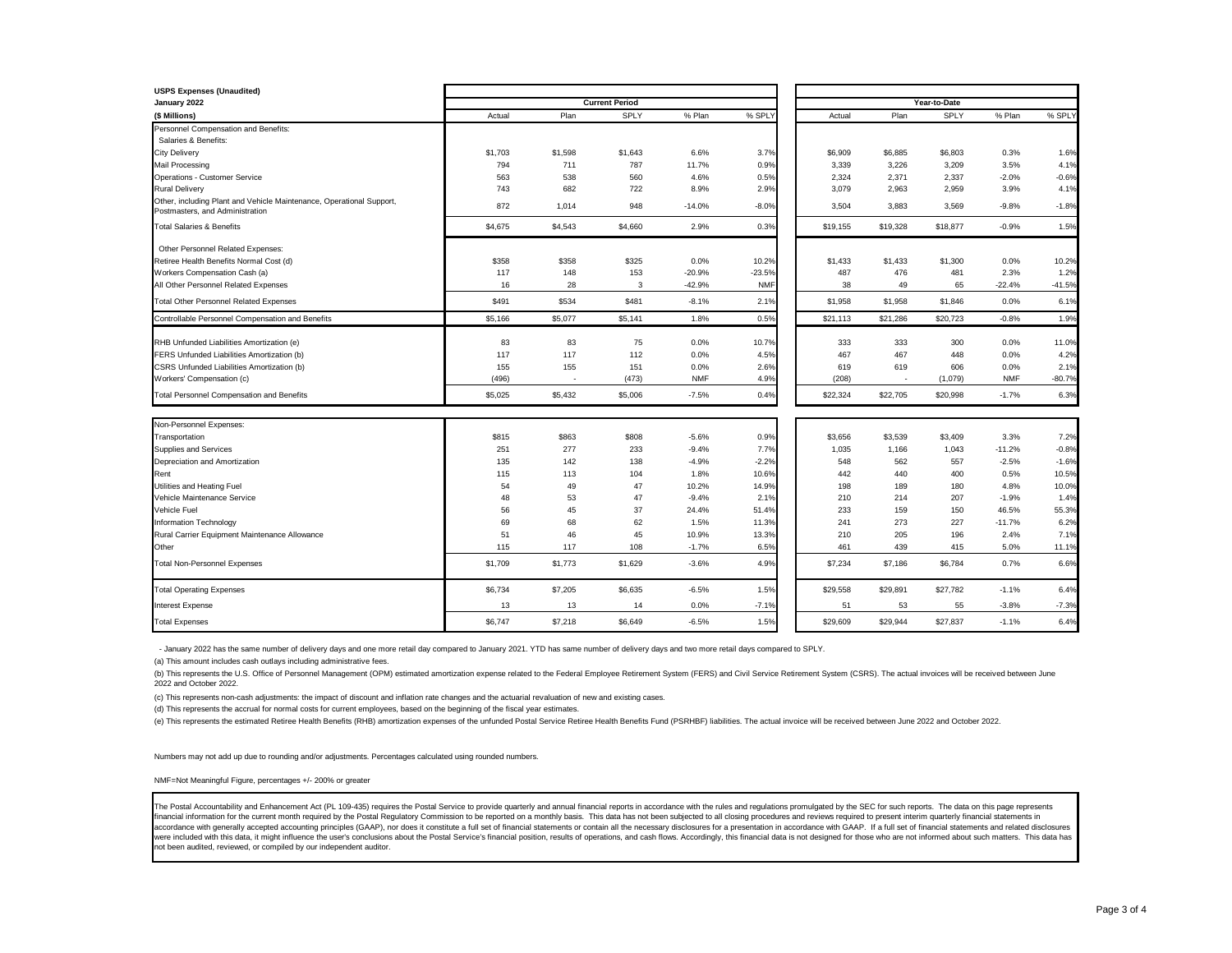**USPS Expenses (Unaudited)**
**January 2022**
**($ Millions)**

| | Current Period | | | | | Year-to-Date | | | | |
|---|---|---|---|---|---|---|---|---|---|---|
| | Actual | Plan | SPLY | % Plan | % SPLY | Actual | Plan | SPLY | % Plan | % SPLY |
| Personnel Compensation and Benefits: | | | | | | | | | | |
| Salaries & Benefits: | | | | | | | | | | |
| City Delivery | $1,703 | $1,598 | $1,643 | 6.6% | 3.7% | $6,909 | $6,885 | $6,803 | 0.3% | 1.6% |
| Mail Processing | 794 | 711 | 787 | 11.7% | 0.9% | 3,339 | 3,226 | 3,209 | 3.5% | 4.1% |
| Operations - Customer Service | 563 | 538 | 560 | 4.6% | 0.5% | 2,324 | 2,371 | 2,337 | -2.0% | -0.6% |
| Rural Delivery | 743 | 682 | 722 | 8.9% | 2.9% | 3,079 | 2,963 | 2,959 | 3.9% | 4.1% |
| Other, including Plant and Vehicle Maintenance, Operational Support, Postmasters, and Administration | 872 | 1,014 | 948 | -14.0% | -8.0% | 3,504 | 3,883 | 3,569 | -9.8% | -1.8% |
| Total Salaries & Benefits | $4,675 | $4,543 | $4,660 | 2.9% | 0.3% | $19,155 | $19,328 | $18,877 | -0.9% | 1.5% |
| Other Personnel Related Expenses: | | | | | | | | | | |
| Retiree Health Benefits Normal Cost (d) | $358 | $358 | $325 | 0.0% | 10.2% | $1,433 | $1,433 | $1,300 | 0.0% | 10.2% |
| Workers Compensation Cash (a) | 117 | 148 | 153 | -20.9% | -23.5% | 487 | 476 | 481 | 2.3% | 1.2% |
| All Other Personnel Related Expenses | 16 | 28 | 3 | -42.9% | NMF | 38 | 49 | 65 | -22.4% | -41.5% |
| Total Other Personnel Related Expenses | $491 | $534 | $481 | -8.1% | 2.1% | $1,958 | $1,958 | $1,846 | 0.0% | 6.1% |
| Controllable Personnel Compensation and Benefits | $5,166 | $5,077 | $5,141 | 1.8% | 0.5% | $21,113 | $21,286 | $20,723 | -0.8% | 1.9% |
| RHB Unfunded Liabilities Amortization (e) | 83 | 83 | 75 | 0.0% | 10.7% | 333 | 333 | 300 | 0.0% | 11.0% |
| FERS Unfunded Liabilities Amortization (b) | 117 | 117 | 112 | 0.0% | 4.5% | 467 | 467 | 448 | 0.0% | 4.2% |
| CSRS Unfunded Liabilities Amortization (b) | 155 | 155 | 151 | 0.0% | 2.6% | 619 | 619 | 606 | 0.0% | 2.1% |
| Workers' Compensation (c) | (496) | - | (473) | NMF | 4.9% | (208) | - | (1,079) | NMF | -80.7% |
| Total Personnel Compensation and Benefits | $5,025 | $5,432 | $5,006 | -7.5% | 0.4% | $22,324 | $22,705 | $20,998 | -1.7% | 6.3% |
| Non-Personnel Expenses: | | | | | | | | | | |
| Transportation | $815 | $863 | $808 | -5.6% | 0.9% | $3,656 | $3,539 | $3,409 | 3.3% | 7.2% |
| Supplies and Services | 251 | 277 | 233 | -9.4% | 7.7% | 1,035 | 1,166 | 1,043 | -11.2% | -0.8% |
| Depreciation and Amortization | 135 | 142 | 138 | -4.9% | -2.2% | 548 | 562 | 557 | -2.5% | -1.6% |
| Rent | 115 | 113 | 104 | 1.8% | 10.6% | 442 | 440 | 400 | 0.5% | 10.5% |
| Utilities and Heating Fuel | 54 | 49 | 47 | 10.2% | 14.9% | 198 | 189 | 180 | 4.8% | 10.0% |
| Vehicle Maintenance Service | 48 | 53 | 47 | -9.4% | 2.1% | 210 | 214 | 207 | -1.9% | 1.4% |
| Vehicle Fuel | 56 | 45 | 37 | 24.4% | 51.4% | 233 | 159 | 150 | 46.5% | 55.3% |
| Information Technology | 69 | 68 | 62 | 1.5% | 11.3% | 241 | 273 | 227 | -11.7% | 6.2% |
| Rural Carrier Equipment Maintenance Allowance | 51 | 46 | 45 | 10.9% | 13.3% | 210 | 205 | 196 | 2.4% | 7.1% |
| Other | 115 | 117 | 108 | -1.7% | 6.5% | 461 | 439 | 415 | 5.0% | 11.1% |
| Total Non-Personnel Expenses | $1,709 | $1,773 | $1,629 | -3.6% | 4.9% | $7,234 | $7,186 | $6,784 | 0.7% | 6.6% |
| Total Operating Expenses | $6,734 | $7,205 | $6,635 | -6.5% | 1.5% | $29,558 | $29,891 | $27,782 | -1.1% | 6.4% |
| Interest Expense | 13 | 13 | 14 | 0.0% | -7.1% | 51 | 53 | 55 | -3.8% | -7.3% |
| Total Expenses | $6,747 | $7,218 | $6,649 | -6.5% | 1.5% | $29,609 | $29,944 | $27,837 | -1.1% | 6.4% |

- January 2022 has the same number of delivery days and one more retail day compared to January 2021. YTD has same number of delivery days and two more retail days compared to SPLY.

(a) This amount includes cash outlays including administrative fees.

(b) This represents the U.S. Office of Personnel Management (OPM) estimated amortization expense related to the Federal Employee Retirement System (FERS) and Civil Service Retirement System (CSRS). The actual invoices will be received between June 2022 and October 2022.

(c) This represents non-cash adjustments: the impact of discount and inflation rate changes and the actuarial revaluation of new and existing cases.

(d) This represents the accrual for normal costs for current employees, based on the beginning of the fiscal year estimates.

(e) This represents the estimated Retiree Health Benefits (RHB) amortization expenses of the unfunded Postal Service Retiree Health Benefits Fund (PSRHBF) liabilities. The actual invoice will be received between June 2022 and October 2022.

Numbers may not add up due to rounding and/or adjustments. Percentages calculated using rounded numbers.

NMF=Not Meaningful Figure, percentages +/- 200% or greater

The Postal Accountability and Enhancement Act (PL 109-435) requires the Postal Service to provide quarterly and annual financial reports in accordance with the rules and regulations promulgated by the SEC for such reports. The data on this page represents financial information for the current month required by the Postal Regulatory Commission to be reported on a monthly basis. This data has not been subjected to all closing procedures and reviews required to present interim quarterly financial statements in accordance with generally accepted accounting principles (GAAP), nor does it constitute a full set of financial statements or contain all the necessary disclosures for a presentation in accordance with GAAP. If a full set of financial statements and related disclosures were included with this data, it might influence the user's conclusions about the Postal Service's financial position, results of operations, and cash flows. Accordingly, this financial data is not designed for those who are not informed about such matters. This data has not been audited, reviewed, or compiled by our independent auditor.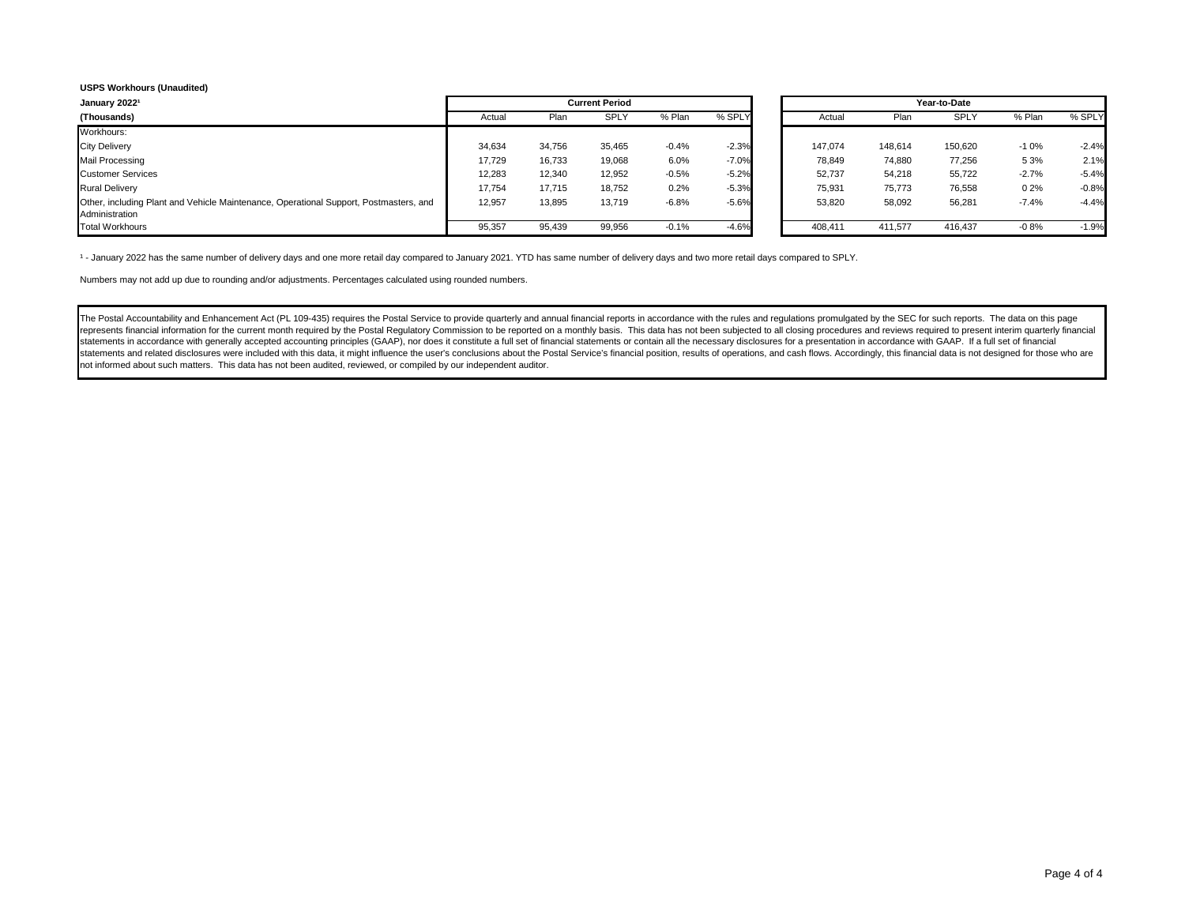**USPS Workhours (Unaudited)**

| January 2022[1] (Thousands) | Current Period | | | | | Year-to-Date | | | | |
|---|---|---|---|---|---|---|---|---|---|---|
| | Actual | Plan | SPLY | % Plan | % SPLY | Actual | Plan | SPLY | % Plan | % SPLY |
| Workhours: | | | | | | | | | | |
| City Delivery | 34,634 | 34,756 | 35,465 | -0.4% | -2.3% | 147,074 | 148,614 | 150,620 | -1 0% | -2.4% |
| Mail Processing | 17,729 | 16,733 | 19,068 | 6.0% | -7.0% | 78,849 | 74,880 | 77,256 | 5 3% | 2.1% |
| Customer Services | 12,283 | 12,340 | 12,952 | -0.5% | -5.2% | 52,737 | 54,218 | 55,722 | -2.7% | -5.4% |
| Rural Delivery | 17,754 | 17,715 | 18,752 | 0.2% | -5.3% | 75,931 | 75,773 | 76,558 | 0 2% | -0.8% |
| Other, including Plant and Vehicle Maintenance, Operational Support, Postmasters, and Administration | 12,957 | 13,895 | 13,719 | -6.8% | -5.6% | 53,820 | 58,092 | 56,281 | -7.4% | -4.4% |
| Total Workhours | 95,357 | 95,439 | 99,956 | -0.1% | -4.6% | 408,411 | 411,577 | 416,437 | -0 8% | -1.9% |

[1] - January 2022 has the same number of delivery days and one more retail day compared to January 2021. YTD has same number of delivery days and two more retail days compared to SPLY.

Numbers may not add up due to rounding and/or adjustments. Percentages calculated using rounded numbers.

The Postal Accountability and Enhancement Act (PL 109-435) requires the Postal Service to provide quarterly and annual financial reports in accordance with the rules and regulations promulgated by the SEC for such reports. The data on this page represents financial information for the current month required by the Postal Regulatory Commission to be reported on a monthly basis. This data has not been subjected to all closing procedures and reviews required to present interim quarterly financial statements in accordance with generally accepted accounting principles (GAAP), nor does it constitute a full set of financial statements or contain all the necessary disclosures for a presentation in accordance with GAAP. If a full set of financial statements and related disclosures were included with this data, it might influence the user's conclusions about the Postal Service's financial position, results of operations, and cash flows. Accordingly, this financial data is not designed for those who are not informed about such matters. This data has not been audited, reviewed, or compiled by our independent auditor.